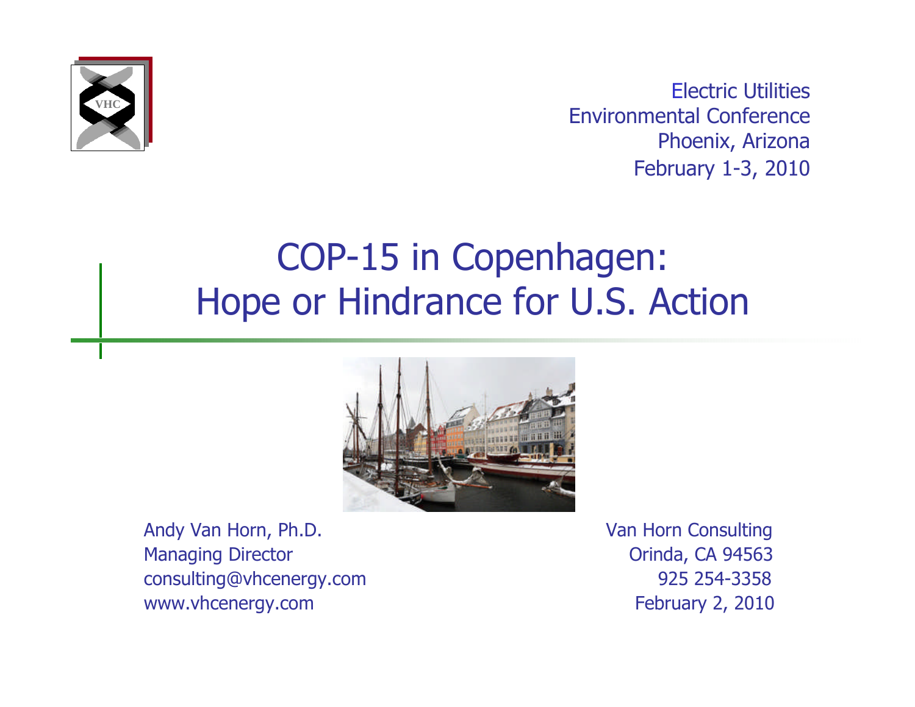Electric Utilities
Environmental Conference
Phoenix, Arizona
February 1-3, 2010

# COP-15 in Copenhagen: Hope or Hindrance for U.S. Action

Andy Van Horn, Ph.D.
Managing Director
consulting@vhcenergy.com
www.vhcenergy.com

Van Horn Consulting
Orinda, CA 94563
925 254-3358
February 2, 2010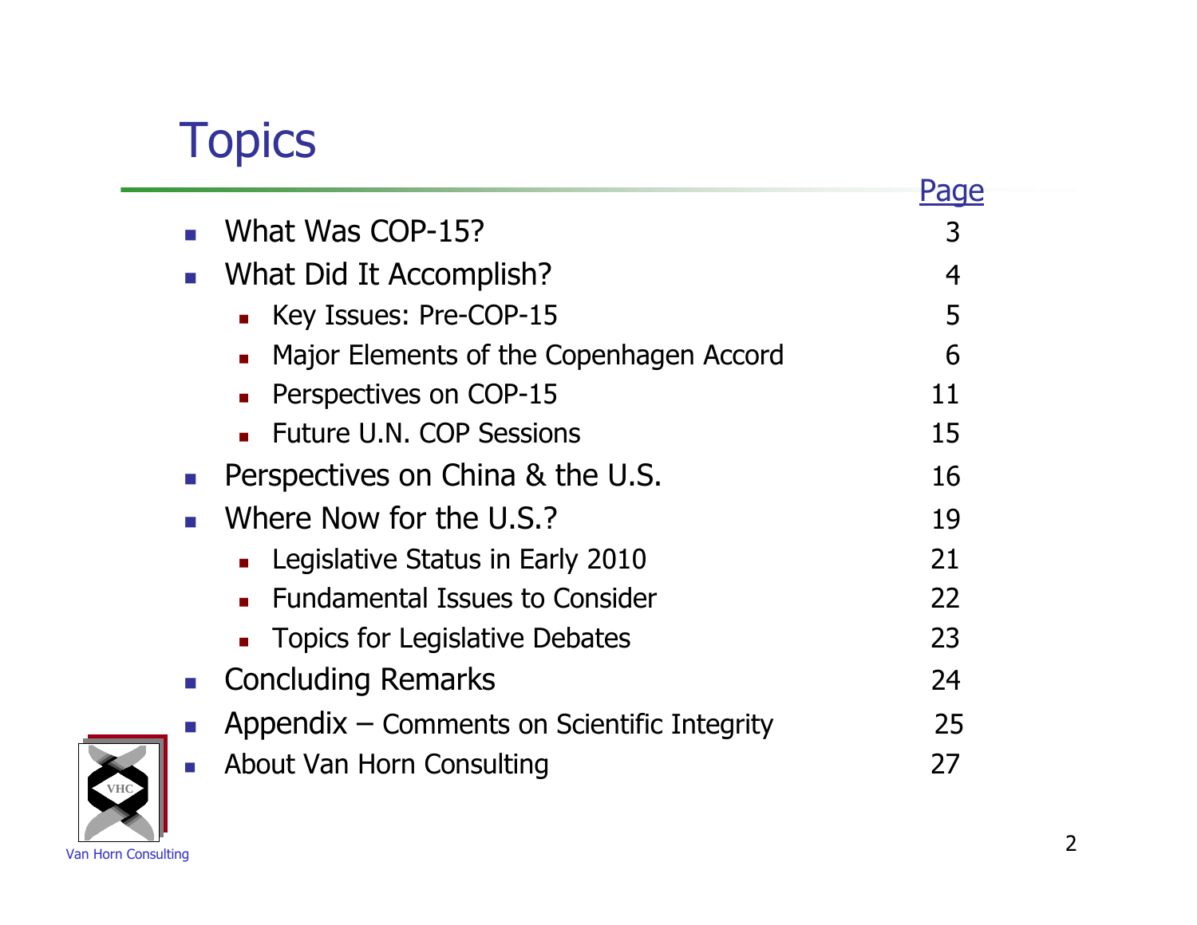# Topics

| | Page |
|---|---|
| What Was COP-15? | 3 |
| What Did It Accomplish? | 4 |
| Key Issues: Pre-COP-15 | 5 |
| Major Elements of the Copenhagen Accord | 6 |
| Perspectives on COP-15 | 11 |
| Future U.N. COP Sessions | 15 |
| Perspectives on China & the U.S. | 16 |
| Where Now for the U.S.? | 19 |
| Legislative Status in Early 2010 | 21 |
| Fundamental Issues to Consider | 22 |
| Topics for Legislative Debates | 23 |
| Concluding Remarks | 24 |
| Appendix – Comments on Scientific Integrity | 25 |
| About Van Horn Consulting | 27 |

Van Horn Consulting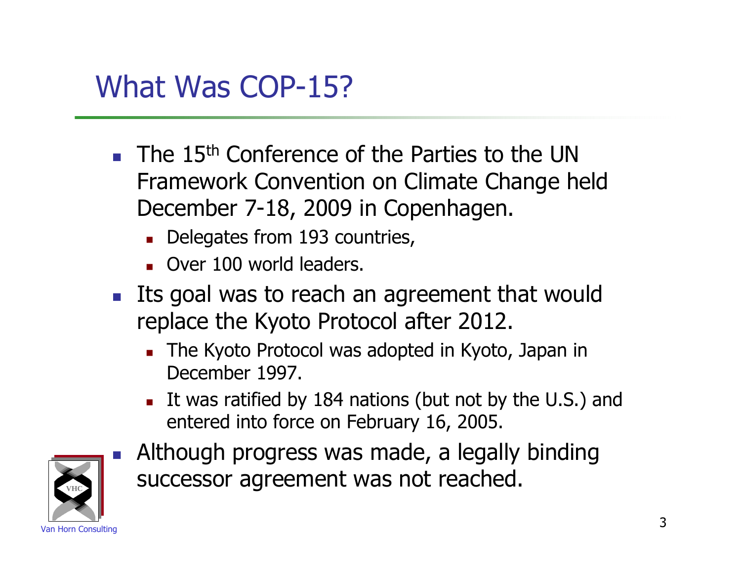# What Was COP-15?

- The 15th Conference of the Parties to the UN Framework Convention on Climate Change held December 7-18, 2009 in Copenhagen.
  - Delegates from 193 countries,
  - Over 100 world leaders.
- Its goal was to reach an agreement that would replace the Kyoto Protocol after 2012.
  - The Kyoto Protocol was adopted in Kyoto, Japan in December 1997.
  - It was ratified by 184 nations (but not by the U.S.) and entered into force on February 16, 2005.
- Although progress was made, a legally binding successor agreement was not reached.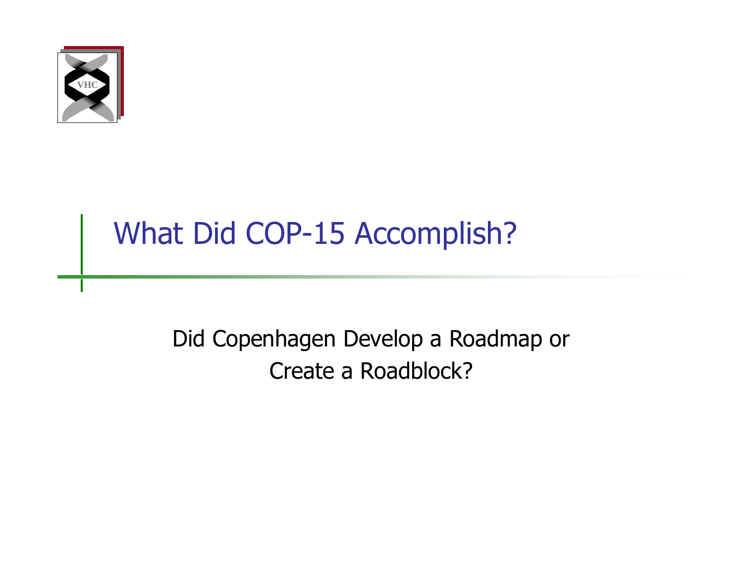# What Did COP-15 Accomplish?

Did Copenhagen Develop a Roadmap or Create a Roadblock?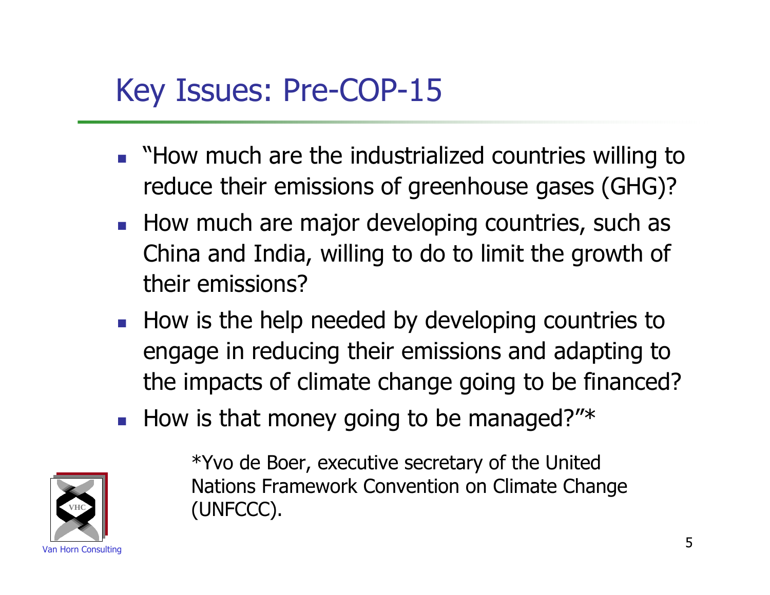# Key Issues: Pre-COP-15

- "How much are the industrialized countries willing to reduce their emissions of greenhouse gases (GHG)?
- How much are major developing countries, such as China and India, willing to do to limit the growth of their emissions?
- How is the help needed by developing countries to engage in reducing their emissions and adapting to the impacts of climate change going to be financed?
- How is that money going to be managed?"*

*Yvo de Boer, executive secretary of the United Nations Framework Convention on Climate Change (UNFCCC).

Van Horn Consulting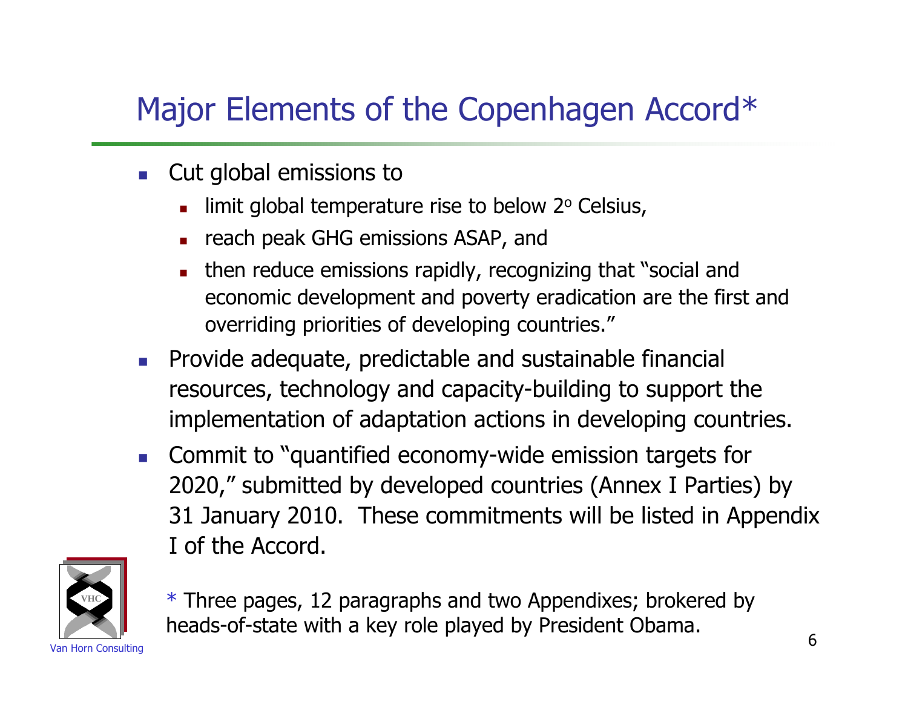# Major Elements of the Copenhagen Accord*

- Cut global emissions to
  - limit global temperature rise to below $2^{o}$ Celsius,
  - reach peak GHG emissions ASAP, and
  - then reduce emissions rapidly, recognizing that "social and economic development and poverty eradication are the first and overriding priorities of developing countries."
- Provide adequate, predictable and sustainable financial resources, technology and capacity-building to support the implementation of adaptation actions in developing countries.
- Commit to "quantified economy-wide emission targets for 2020," submitted by developed countries (Annex I Parties) by 31 January 2010. These commitments will be listed in Appendix I of the Accord.

* Three pages, 12 paragraphs and two Appendixes; brokered by heads-of-state with a key role played by President Obama.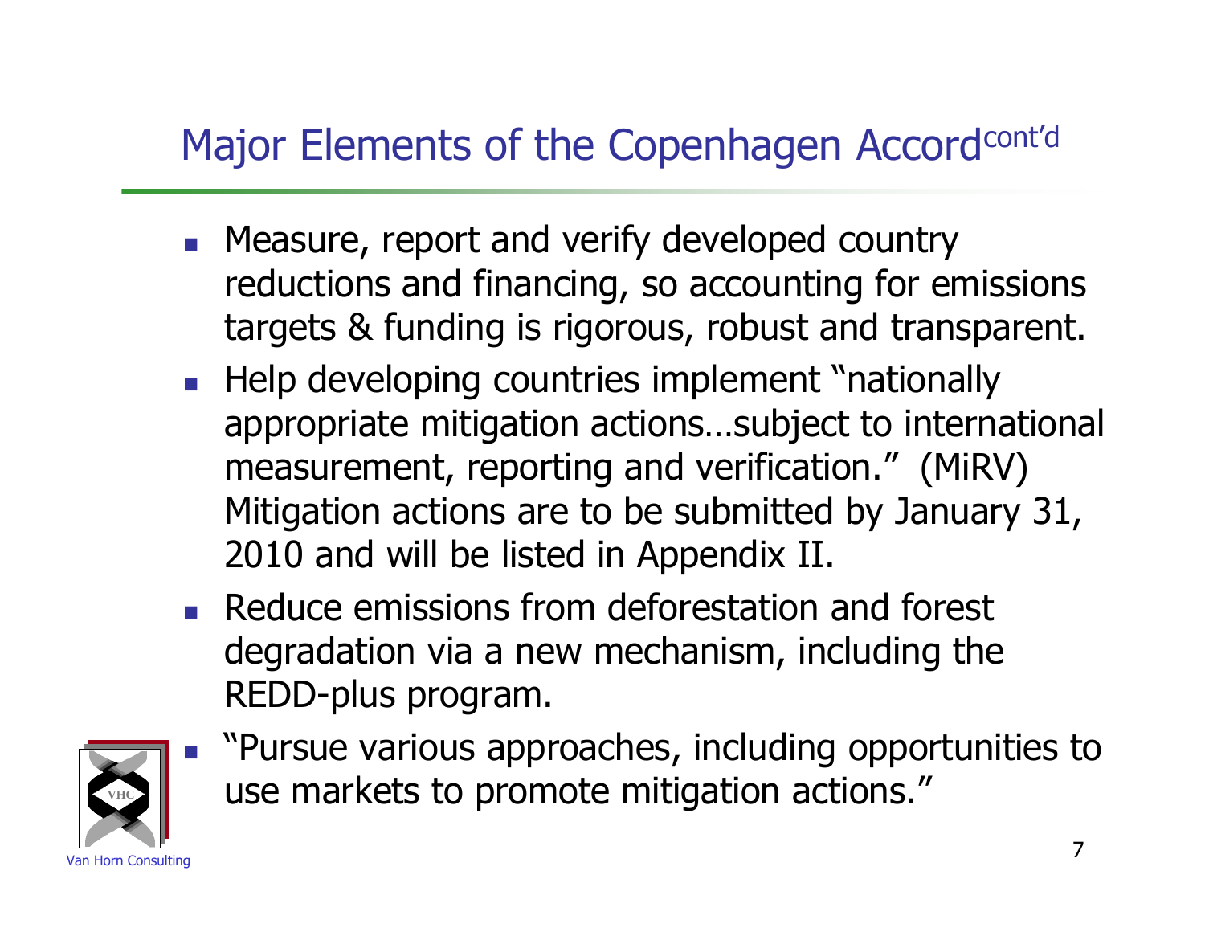## Major Elements of the Copenhagen Accord cont'd

- Measure, report and verify developed country reductions and financing, so accounting for emissions targets & funding is rigorous, robust and transparent.
- Help developing countries implement "nationally appropriate mitigation actions…subject to international measurement, reporting and verification." (MiRV) Mitigation actions are to be submitted by January 31, 2010 and will be listed in Appendix II.
- Reduce emissions from deforestation and forest degradation via a new mechanism, including the REDD-plus program.
- "Pursue various approaches, including opportunities to use markets to promote mitigation actions."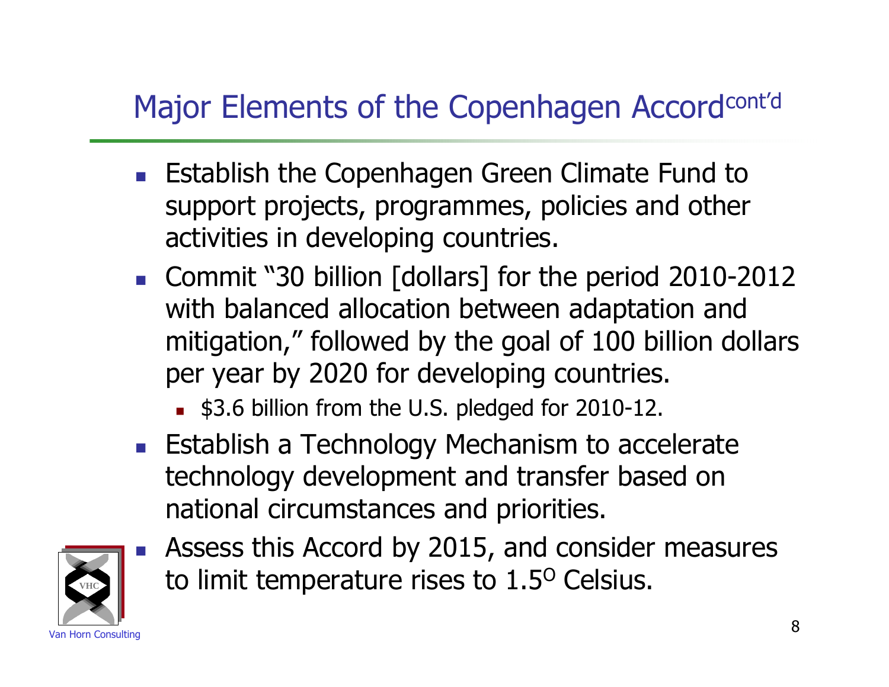# Major Elements of the Copenhagen Accord cont'd

- Establish the Copenhagen Green Climate Fund to support projects, programmes, policies and other activities in developing countries.
- Commit "30 billion [dollars] for the period 2010-2012 with balanced allocation between adaptation and mitigation," followed by the goal of 100 billion dollars per year by 2020 for developing countries.
  - $3.6 billion from the U.S. pledged for 2010-12.
- Establish a Technology Mechanism to accelerate technology development and transfer based on national circumstances and priorities.
- Assess this Accord by 2015, and consider measures to limit temperature rises to $1.5^{O}$ Celsius.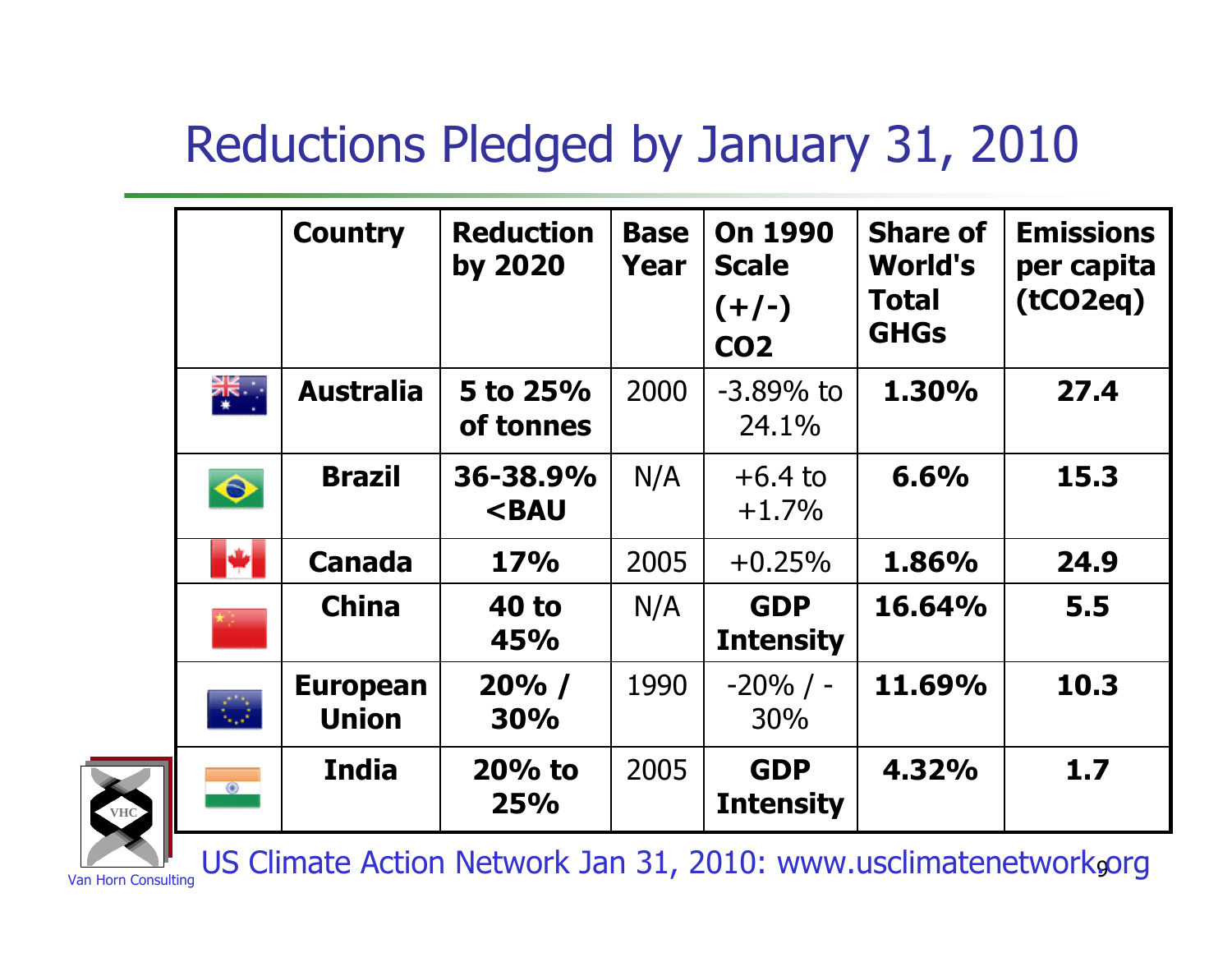# Reductions Pledged by January 31, 2010

| | Country | Reduction by 2020 | Base Year | On 1990 Scale (+/-) $CO_2$ | Share of World's Total GHGs | Emissions per capita ($tCO_2eq$) |
|---|---|---|---|---|---|---|
| | **Australia** | **5 to 25% of tonnes** | 2000 | -3.89% to 24.1% | **1.30%** | **27.4** |
| | **Brazil** | **36-38.9% <BAU** | N/A | +6.4 to +1.7% | **6.6%** | **15.3** |
| | **Canada** | **17%** | 2005 | +0.25% | **1.86%** | **24.9** |
| | **China** | **40 to 45%** | N/A | **GDP Intensity** | **16.64%** | **5.5** |
| | **European Union** | **20% / 30%** | 1990 | -20% / -30% | **11.69%** | **10.3** |
| | **India** | **20% to 25%** | 2005 | **GDP Intensity** | **4.32%** | **1.7** |

US Climate Action Network Jan 31, 2010: www.usclimatenetwork.org

Van Horn Consulting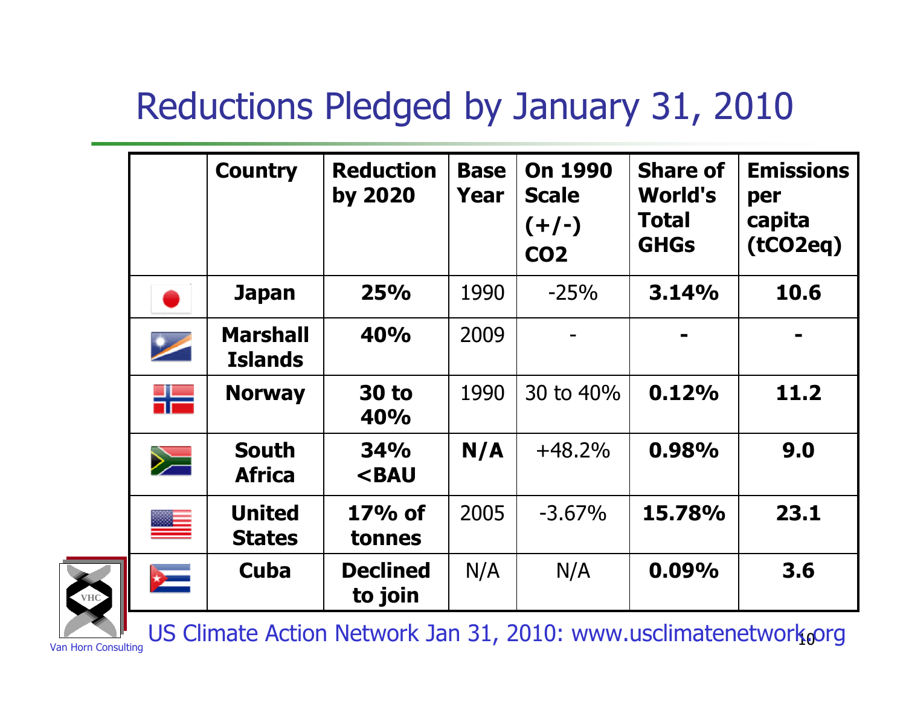# Reductions Pledged by January 31, 2010

| | Country | Reduction by 2020 | Base Year | On 1990 Scale (+/-) $CO_2$ | Share of World's Total GHGs | Emissions per capita ($tCO_2eq$) |
|---|---|---|---|---|---|---|
| | **Japan** | **25%** | 1990 | -25% | **3.14%** | **10.6** |
| | **Marshall Islands** | **40%** | 2009 | - | **-** | **-** |
| | **Norway** | **30 to 40%** | 1990 | 30 to 40% | **0.12%** | **11.2** |
| | **South Africa** | **34% <BAU** | **N/A** | +48.2% | **0.98%** | **9.0** |
| | **United States** | **17% of tonnes** | 2005 | -3.67% | **15.78%** | **23.1** |
| | **Cuba** | **Declined to join** | N/A | N/A | **0.09%** | **3.6** |

US Climate Action Network Jan 31, 2010: www.usclimatenetwork.org

Van Horn Consulting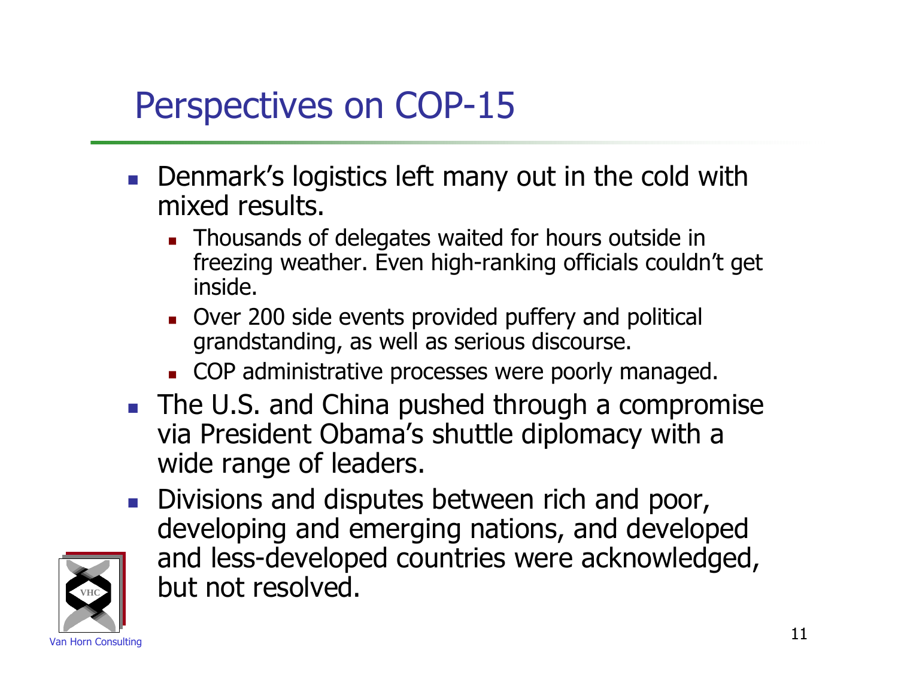# Perspectives on COP-15

- Denmark's logistics left many out in the cold with mixed results.
  - Thousands of delegates waited for hours outside in freezing weather. Even high-ranking officials couldn't get inside.
  - Over 200 side events provided puffery and political grandstanding, as well as serious discourse.
  - COP administrative processes were poorly managed.
- The U.S. and China pushed through a compromise via President Obama's shuttle diplomacy with a wide range of leaders.
- Divisions and disputes between rich and poor, developing and emerging nations, and developed and less-developed countries were acknowledged, but not resolved.

Van Horn Consulting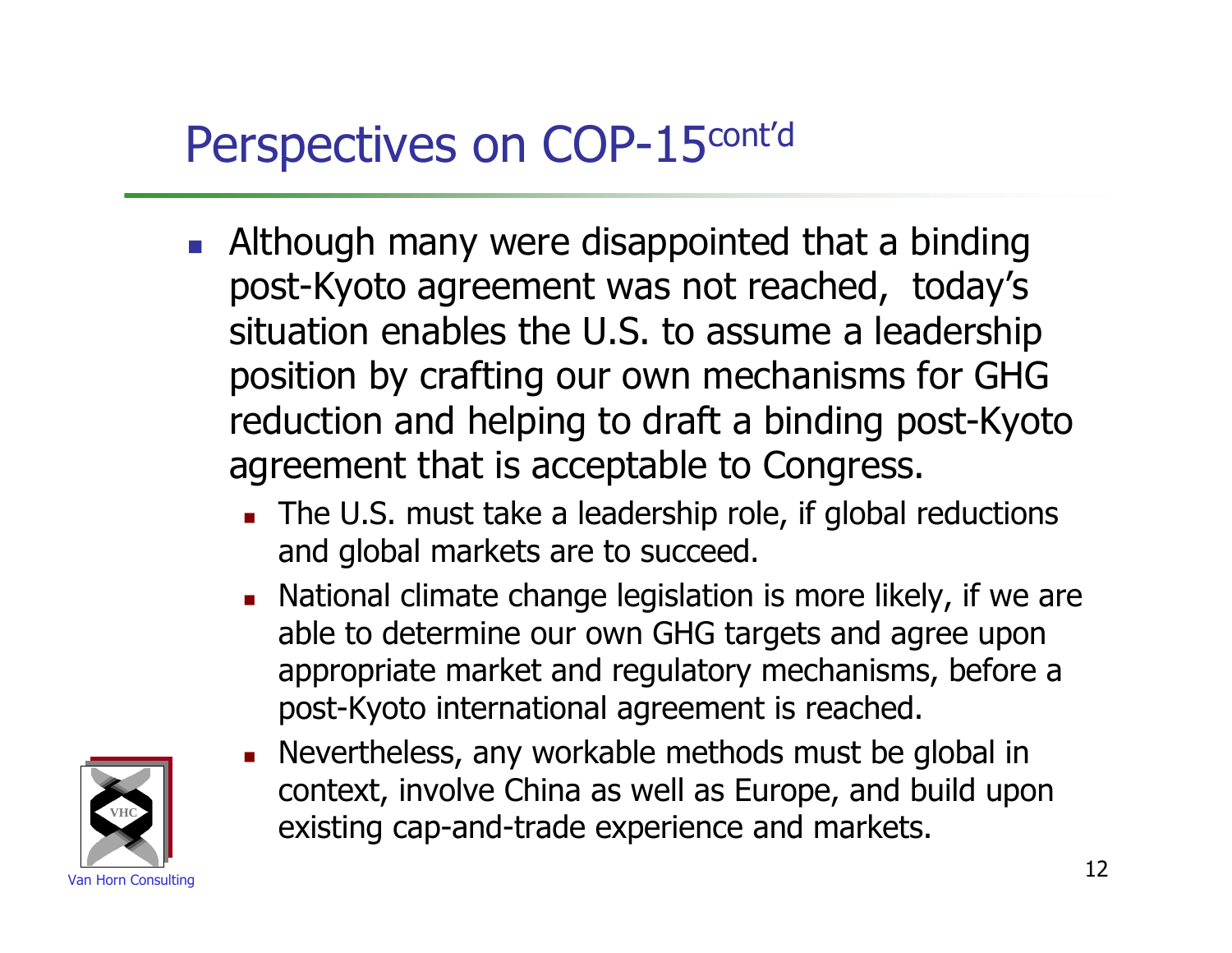# Perspectives on COP-15 cont'd

- Although many were disappointed that a binding post-Kyoto agreement was not reached, today's situation enables the U.S. to assume a leadership position by crafting our own mechanisms for GHG reduction and helping to draft a binding post-Kyoto agreement that is acceptable to Congress.
  - The U.S. must take a leadership role, if global reductions and global markets are to succeed.
  - National climate change legislation is more likely, if we are able to determine our own GHG targets and agree upon appropriate market and regulatory mechanisms, before a post-Kyoto international agreement is reached.
  - Nevertheless, any workable methods must be global in context, involve China as well as Europe, and build upon existing cap-and-trade experience and markets.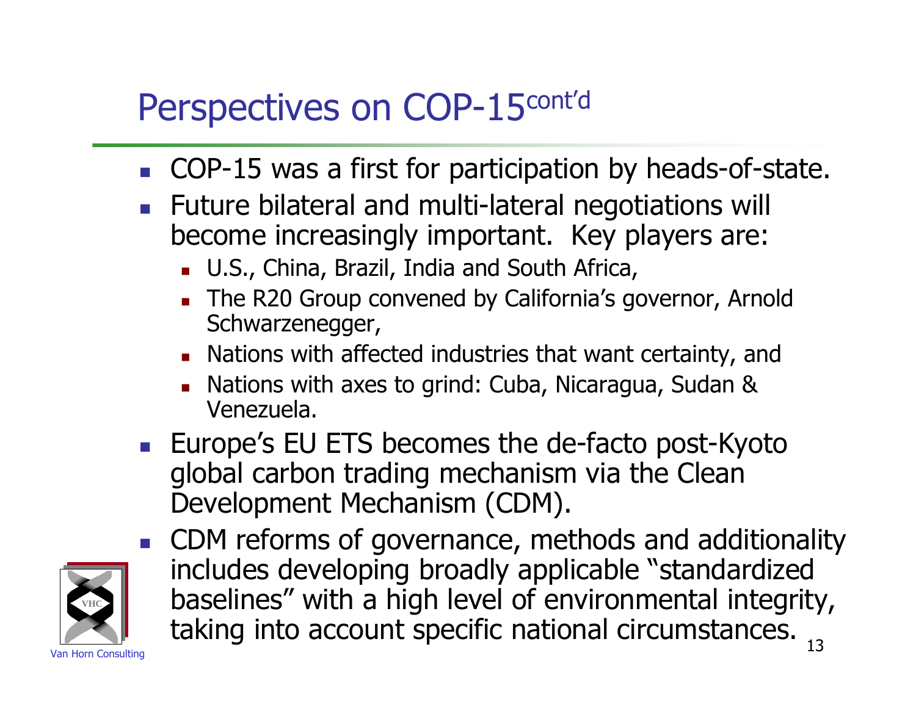# Perspectives on COP-15 cont'd

- COP-15 was a first for participation by heads-of-state.
- Future bilateral and multi-lateral negotiations will become increasingly important. Key players are:
  - U.S., China, Brazil, India and South Africa,
  - The R20 Group convened by California's governor, Arnold Schwarzenegger,
  - Nations with affected industries that want certainty, and
  - Nations with axes to grind: Cuba, Nicaragua, Sudan & Venezuela.
- Europe's EU ETS becomes the de-facto post-Kyoto global carbon trading mechanism via the Clean Development Mechanism (CDM).
- CDM reforms of governance, methods and additionality includes developing broadly applicable "standardized baselines" with a high level of environmental integrity, taking into account specific national circumstances.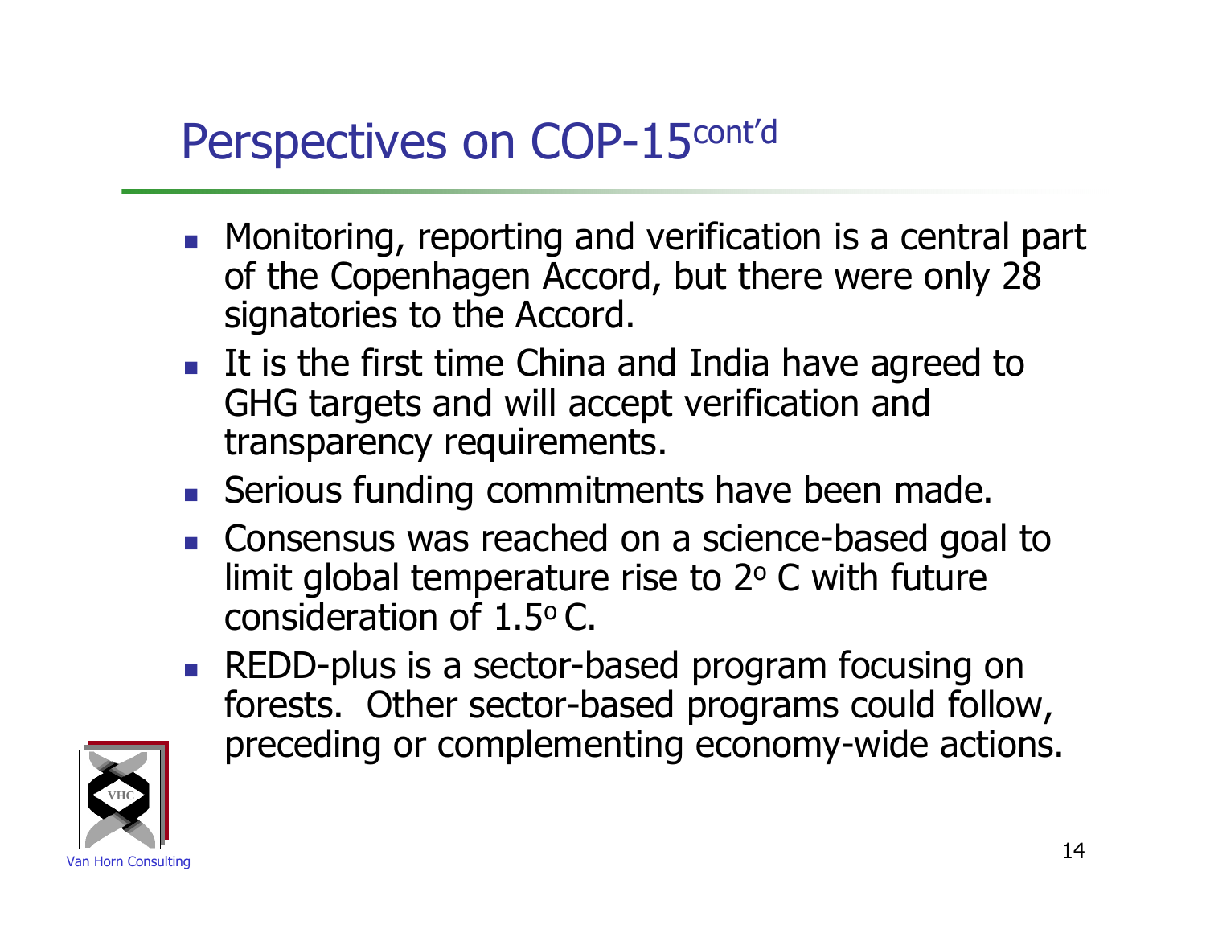# Perspectives on COP-15 cont'd

- Monitoring, reporting and verification is a central part of the Copenhagen Accord, but there were only 28 signatories to the Accord.
- It is the first time China and India have agreed to GHG targets and will accept verification and transparency requirements.
- Serious funding commitments have been made.
- Consensus was reached on a science-based goal to limit global temperature rise to 2° C with future consideration of 1.5° C.
- REDD-plus is a sector-based program focusing on forests. Other sector-based programs could follow, preceding or complementing economy-wide actions.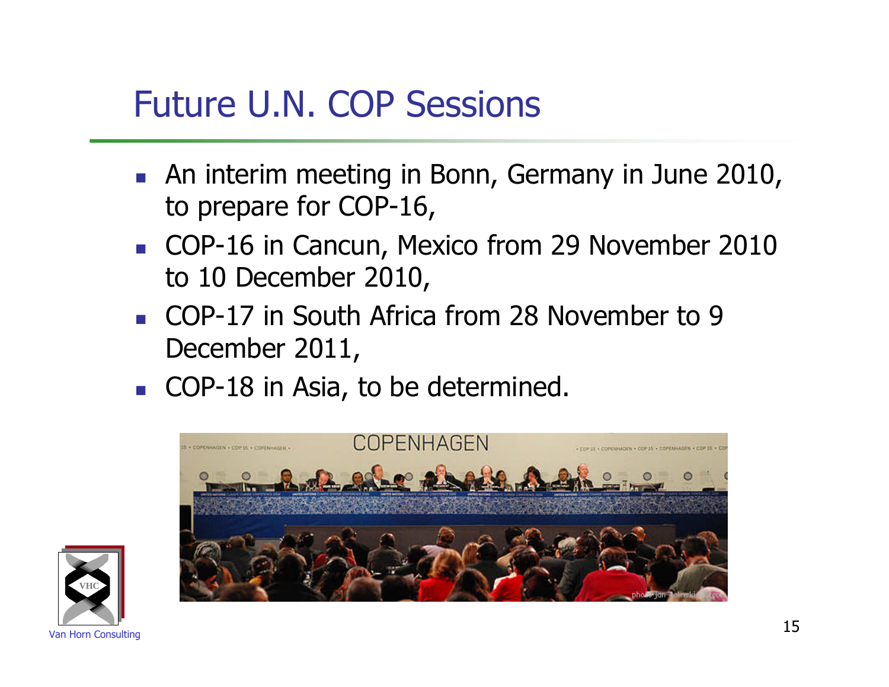# Future U.N. COP Sessions

- An interim meeting in Bonn, Germany in June 2010, to prepare for COP-16,
- COP-16 in Cancun, Mexico from 29 November 2010 to 10 December 2010,
- COP-17 in South Africa from 28 November to 9 December 2011,
- COP-18 in Asia, to be determined.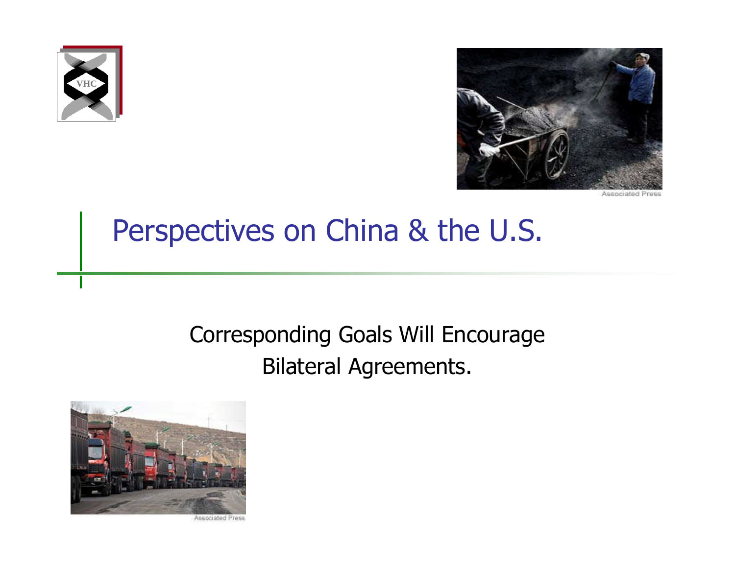# Perspectives on China & the U.S.

Corresponding Goals Will Encourage Bilateral Agreements.

Associated Press

Associated Press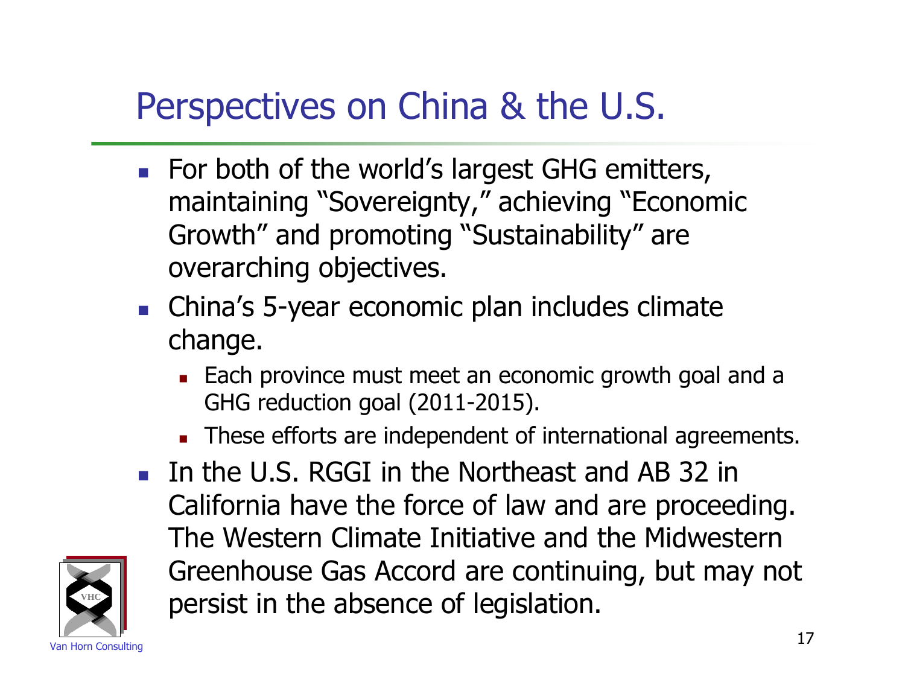# Perspectives on China & the U.S.

- For both of the world's largest GHG emitters, maintaining "Sovereignty," achieving "Economic Growth" and promoting "Sustainability" are overarching objectives.
- China's 5-year economic plan includes climate change.
  - Each province must meet an economic growth goal and a GHG reduction goal (2011-2015).
  - These efforts are independent of international agreements.
- In the U.S. RGGI in the Northeast and AB 32 in California have the force of law and are proceeding. The Western Climate Initiative and the Midwestern Greenhouse Gas Accord are continuing, but may not persist in the absence of legislation.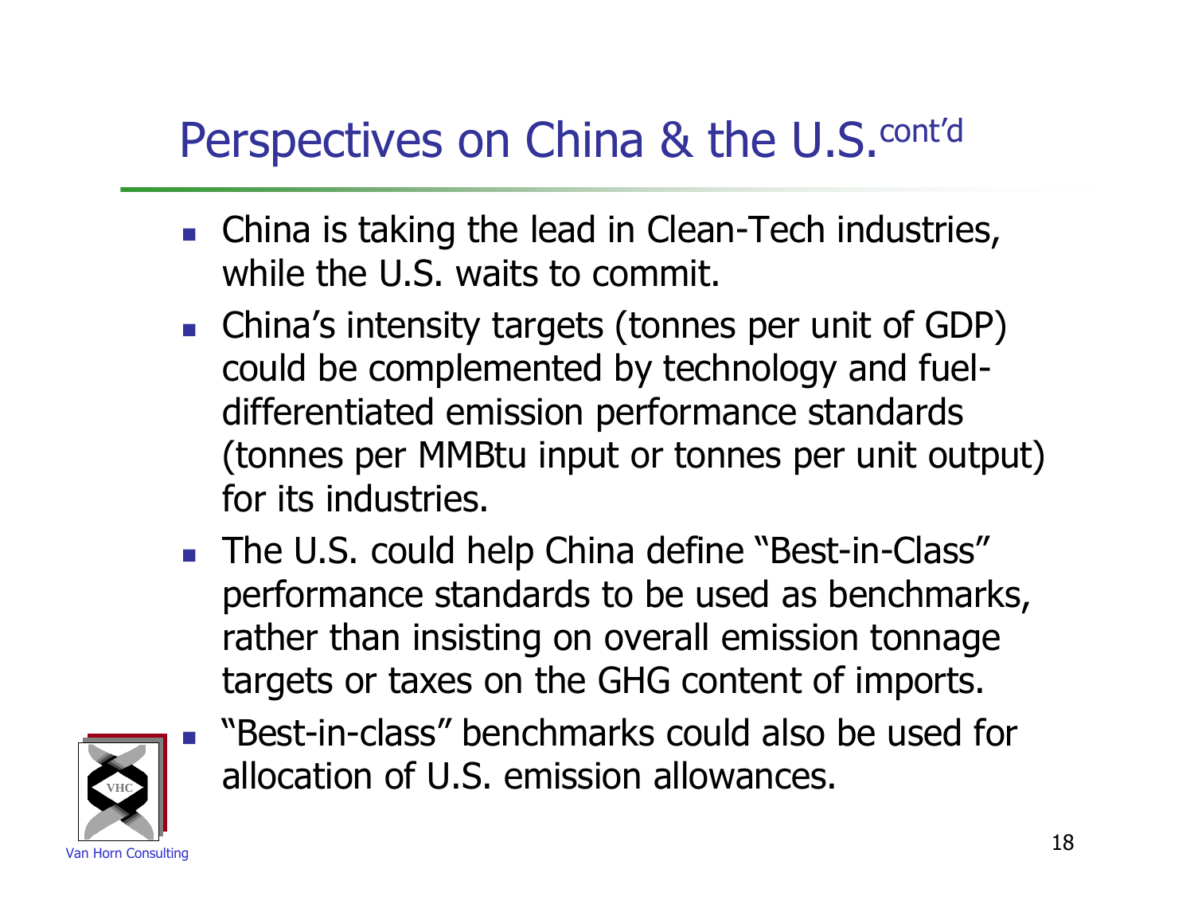# Perspectives on China & the U.S.cont'd

- China is taking the lead in Clean-Tech industries, while the U.S. waits to commit.
- China's intensity targets (tonnes per unit of GDP) could be complemented by technology and fuel-differentiated emission performance standards (tonnes per MMBtu input or tonnes per unit output) for its industries.
- The U.S. could help China define "Best-in-Class" performance standards to be used as benchmarks, rather than insisting on overall emission tonnage targets or taxes on the GHG content of imports.
- "Best-in-class" benchmarks could also be used for allocation of U.S. emission allowances.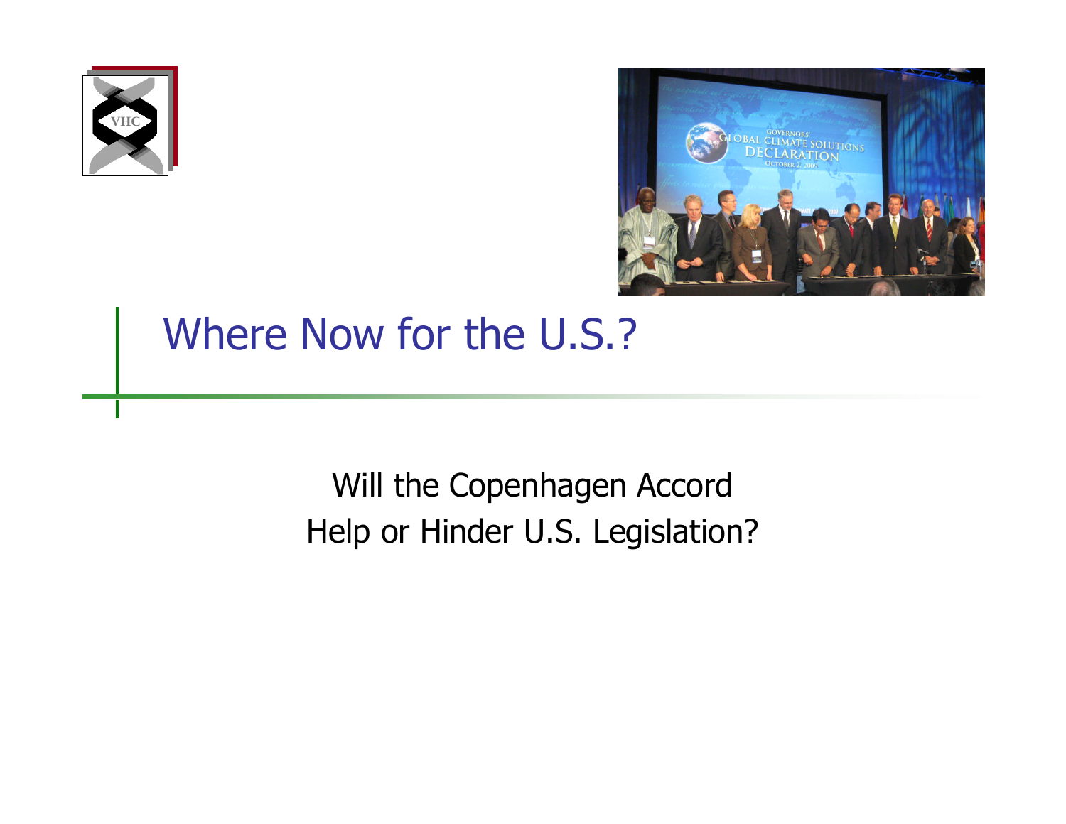# Where Now for the U.S.?

Will the Copenhagen Accord
Help or Hinder U.S. Legislation?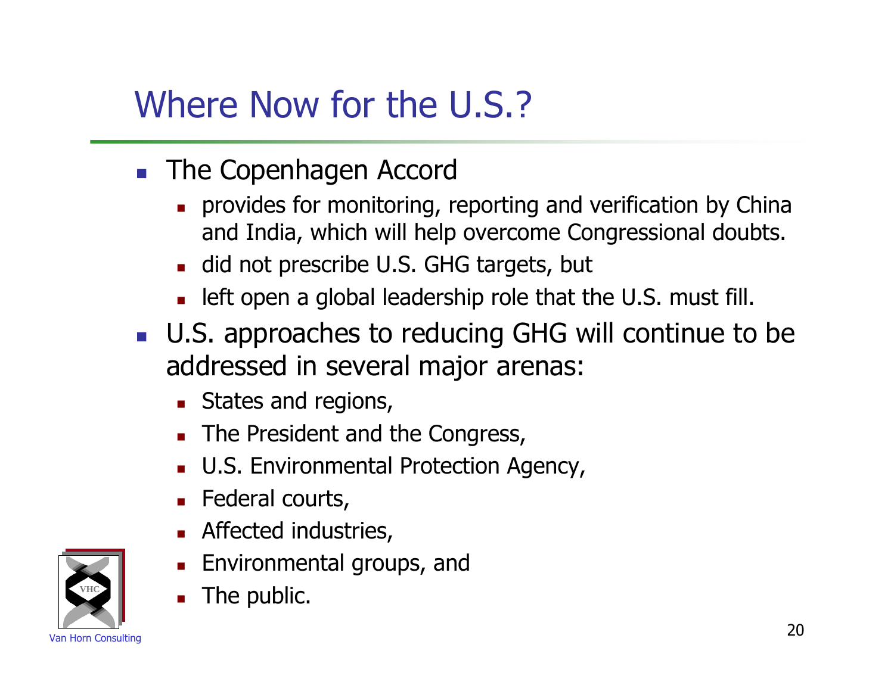# Where Now for the U.S.?

- The Copenhagen Accord
  - provides for monitoring, reporting and verification by China and India, which will help overcome Congressional doubts.
  - did not prescribe U.S. GHG targets, but
  - left open a global leadership role that the U.S. must fill.
- U.S. approaches to reducing GHG will continue to be addressed in several major arenas:
  - States and regions,
  - The President and the Congress,
  - U.S. Environmental Protection Agency,
  - Federal courts,
  - Affected industries,
  - Environmental groups, and
  - The public.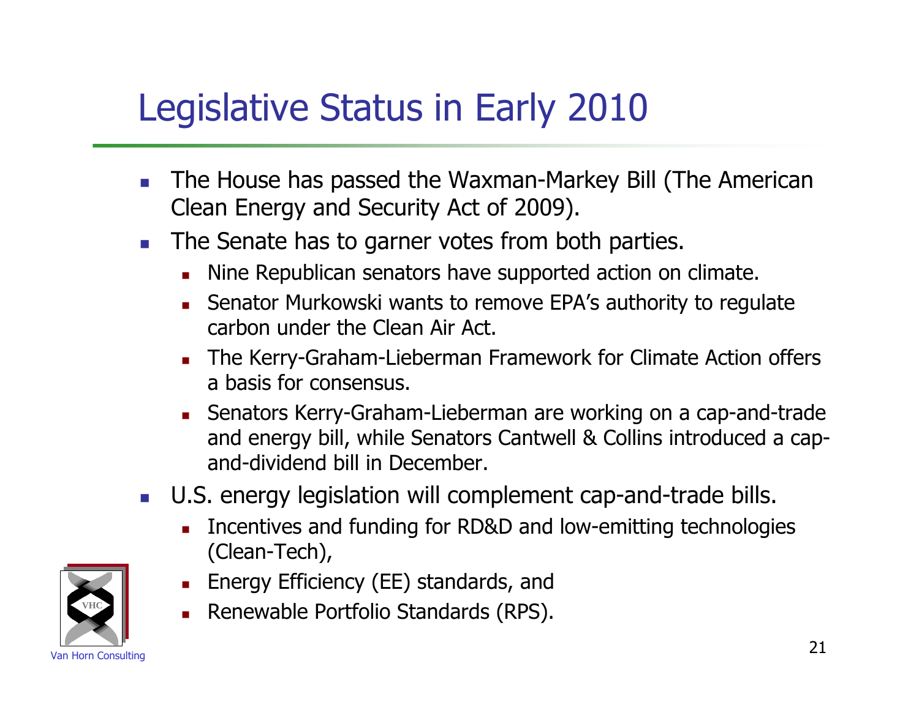# Legislative Status in Early 2010

- The House has passed the Waxman-Markey Bill (The American Clean Energy and Security Act of 2009).
- The Senate has to garner votes from both parties.
  - Nine Republican senators have supported action on climate.
  - Senator Murkowski wants to remove EPA's authority to regulate carbon under the Clean Air Act.
  - The Kerry-Graham-Lieberman Framework for Climate Action offers a basis for consensus.
  - Senators Kerry-Graham-Lieberman are working on a cap-and-trade and energy bill, while Senators Cantwell & Collins introduced a cap-and-dividend bill in December.
- U.S. energy legislation will complement cap-and-trade bills.
  - Incentives and funding for RD&D and low-emitting technologies (Clean-Tech),
  - Energy Efficiency (EE) standards, and
  - Renewable Portfolio Standards (RPS).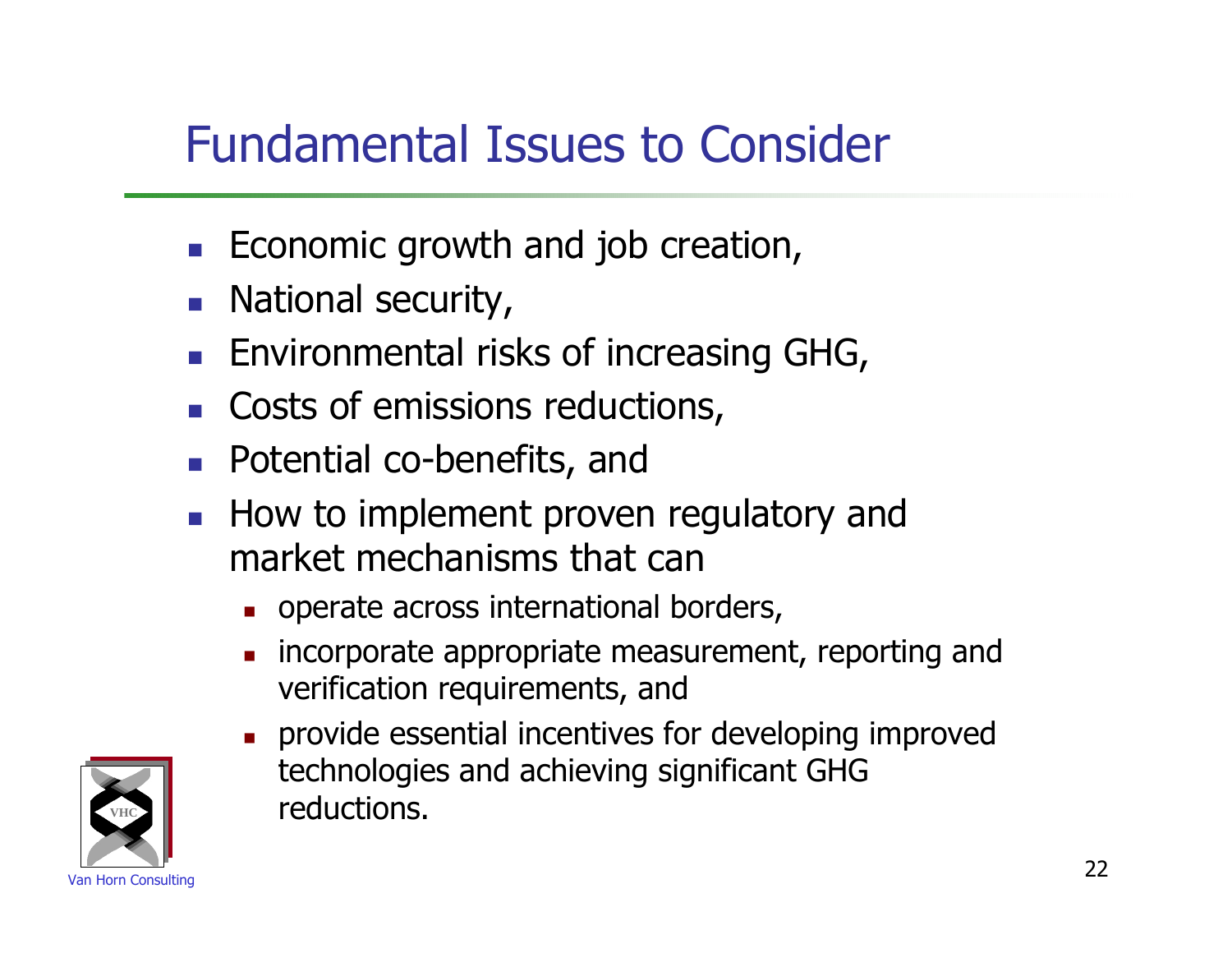# Fundamental Issues to Consider

- Economic growth and job creation,
- National security,
- Environmental risks of increasing GHG,
- Costs of emissions reductions,
- Potential co-benefits, and
- How to implement proven regulatory and market mechanisms that can
  - operate across international borders,
  - incorporate appropriate measurement, reporting and verification requirements, and
  - provide essential incentives for developing improved technologies and achieving significant GHG reductions.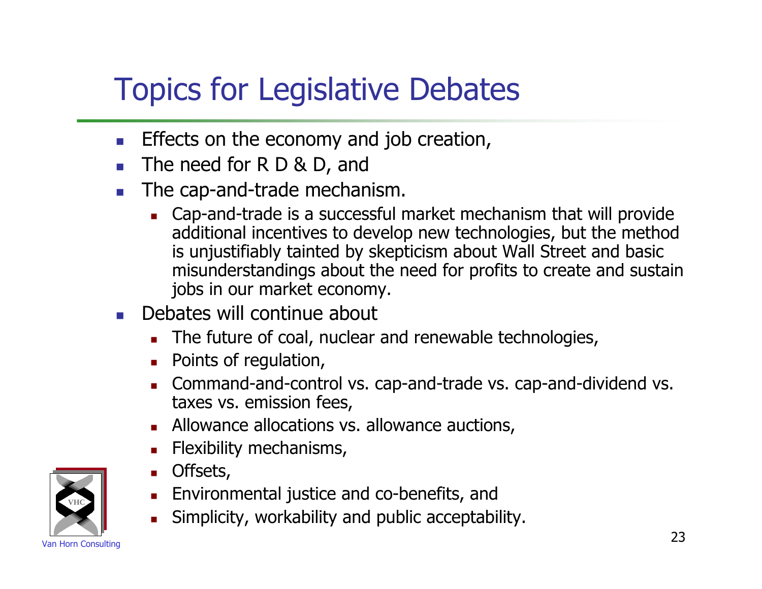# Topics for Legislative Debates

- Effects on the economy and job creation,
- The need for R D & D, and
- The cap-and-trade mechanism.
  - Cap-and-trade is a successful market mechanism that will provide additional incentives to develop new technologies, but the method is unjustifiably tainted by skepticism about Wall Street and basic misunderstandings about the need for profits to create and sustain jobs in our market economy.
- Debates will continue about
  - The future of coal, nuclear and renewable technologies,
  - Points of regulation,
  - Command-and-control vs. cap-and-trade vs. cap-and-dividend vs. taxes vs. emission fees,
  - Allowance allocations vs. allowance auctions,
  - Flexibility mechanisms,
  - Offsets,
  - Environmental justice and co-benefits, and
  - Simplicity, workability and public acceptability.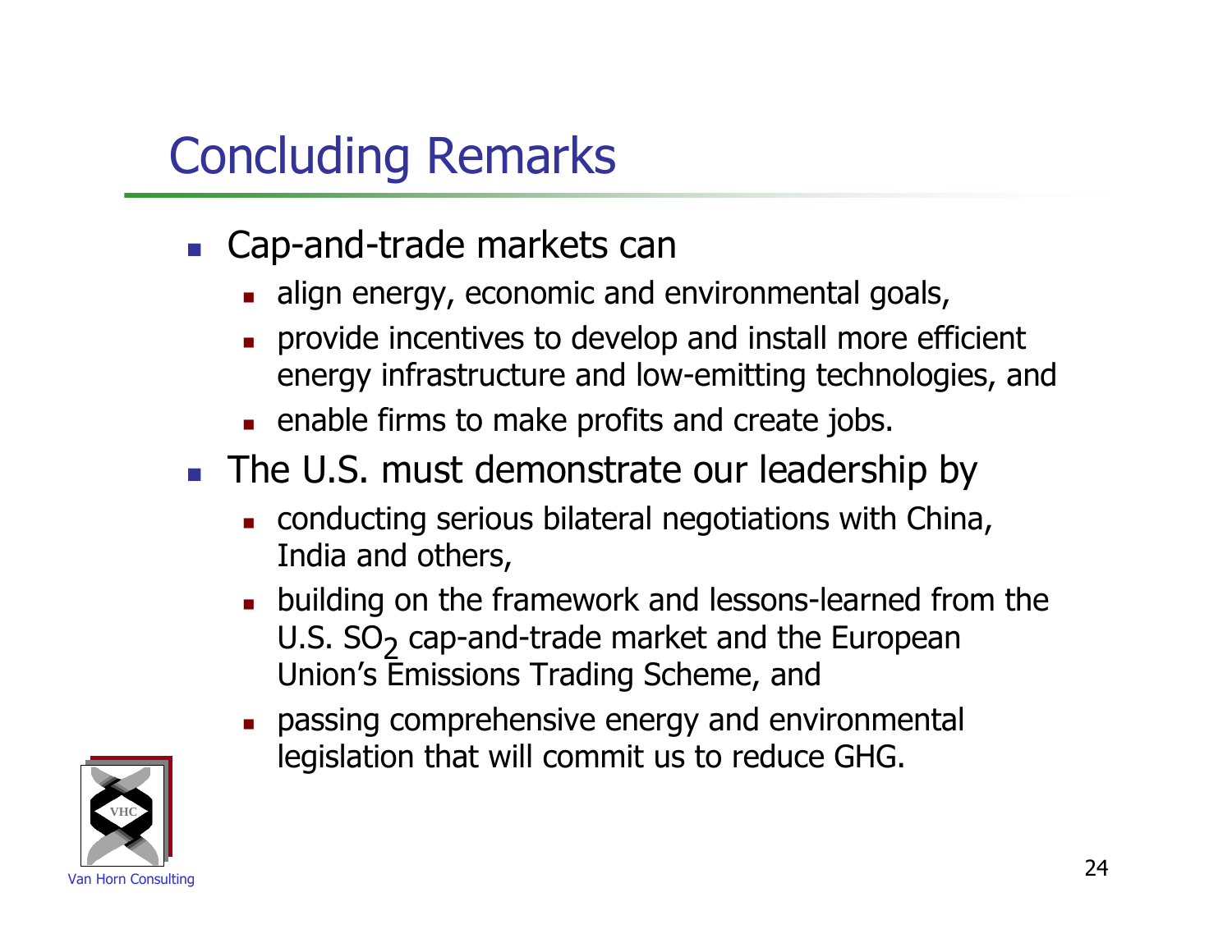# Concluding Remarks

- Cap-and-trade markets can
  - align energy, economic and environmental goals,
  - provide incentives to develop and install more efficient energy infrastructure and low-emitting technologies, and
  - enable firms to make profits and create jobs.
- The U.S. must demonstrate our leadership by
  - conducting serious bilateral negotiations with China, India and others,
  - building on the framework and lessons-learned from the U.S. $SO_2$ cap-and-trade market and the European Union's Emissions Trading Scheme, and
  - passing comprehensive energy and environmental legislation that will commit us to reduce GHG.

Van Horn Consulting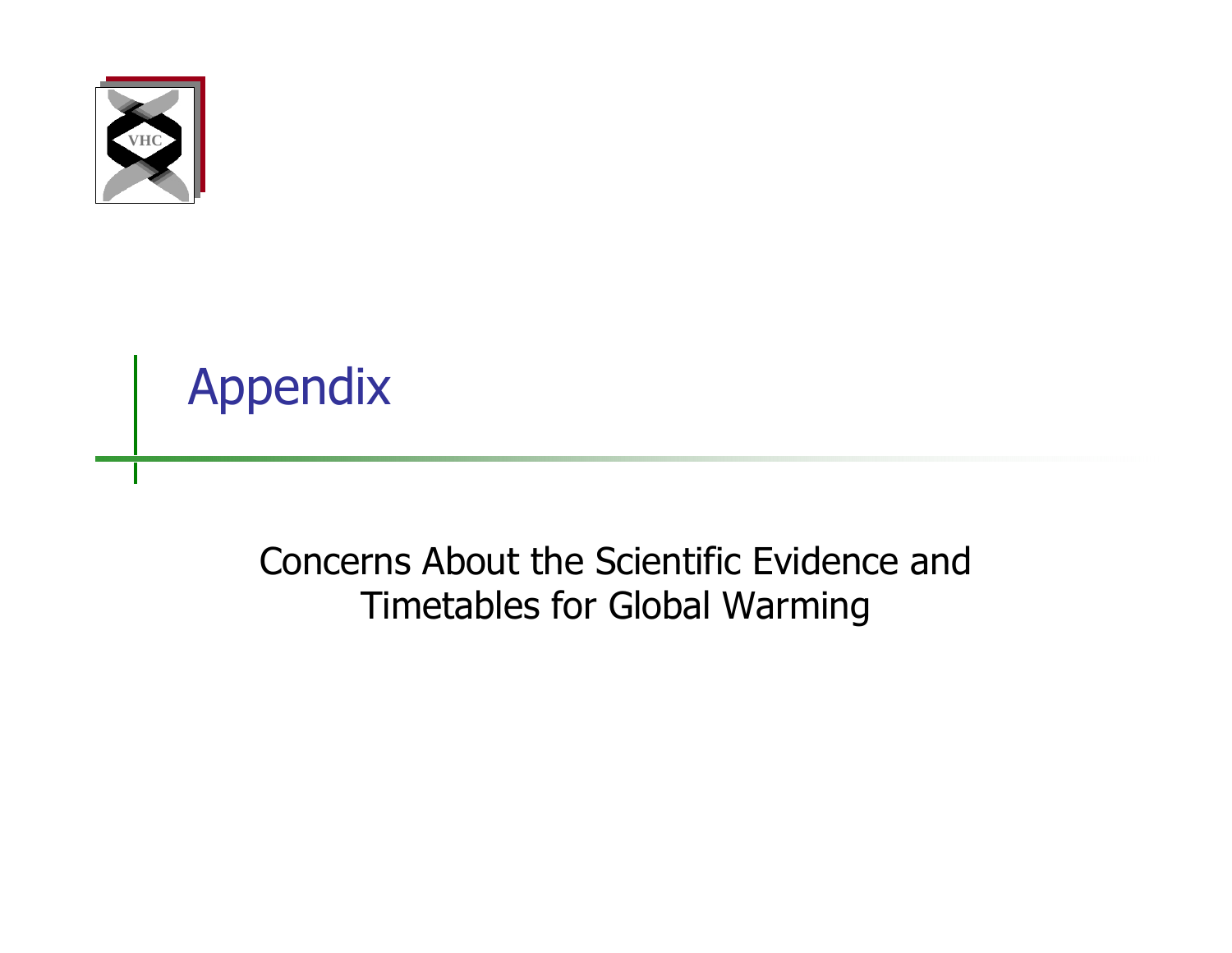# Appendix

Concerns About the Scientific Evidence and Timetables for Global Warming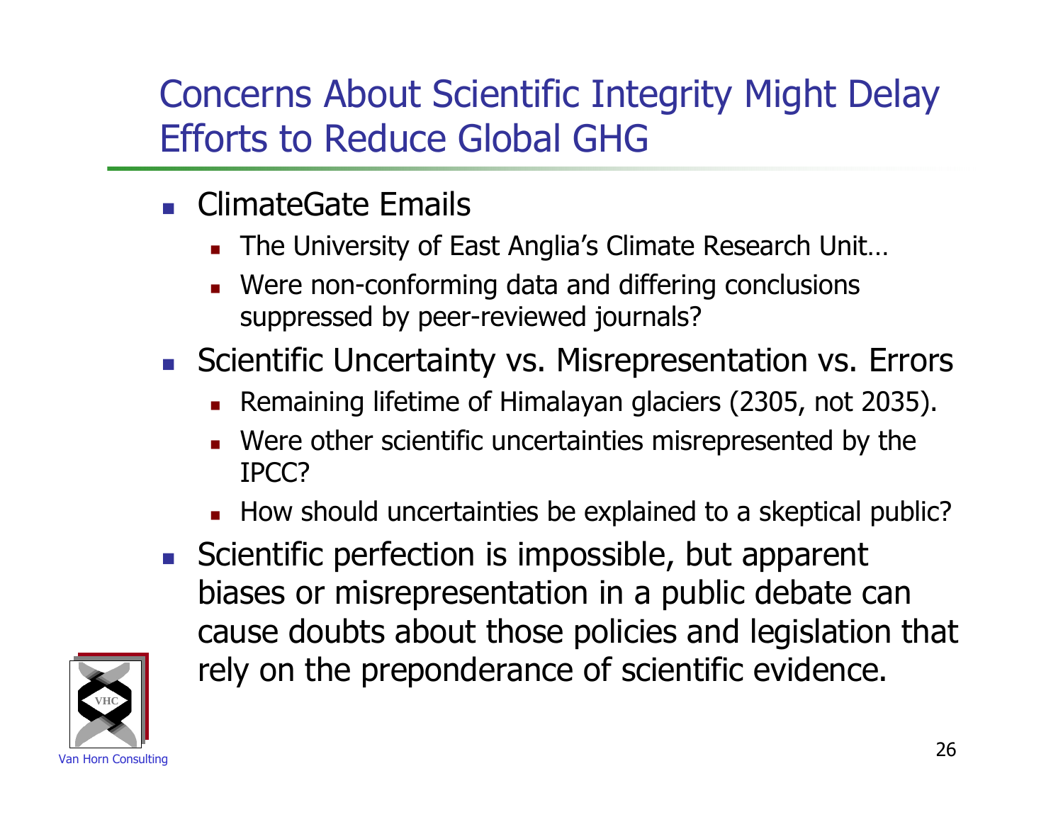# Concerns About Scientific Integrity Might Delay Efforts to Reduce Global GHG

- ClimateGate Emails
  - The University of East Anglia's Climate Research Unit…
  - Were non-conforming data and differing conclusions suppressed by peer-reviewed journals?
- Scientific Uncertainty vs. Misrepresentation vs. Errors
  - Remaining lifetime of Himalayan glaciers (2305, not 2035).
  - Were other scientific uncertainties misrepresented by the IPCC?
  - How should uncertainties be explained to a skeptical public?
- Scientific perfection is impossible, but apparent biases or misrepresentation in a public debate can cause doubts about those policies and legislation that rely on the preponderance of scientific evidence.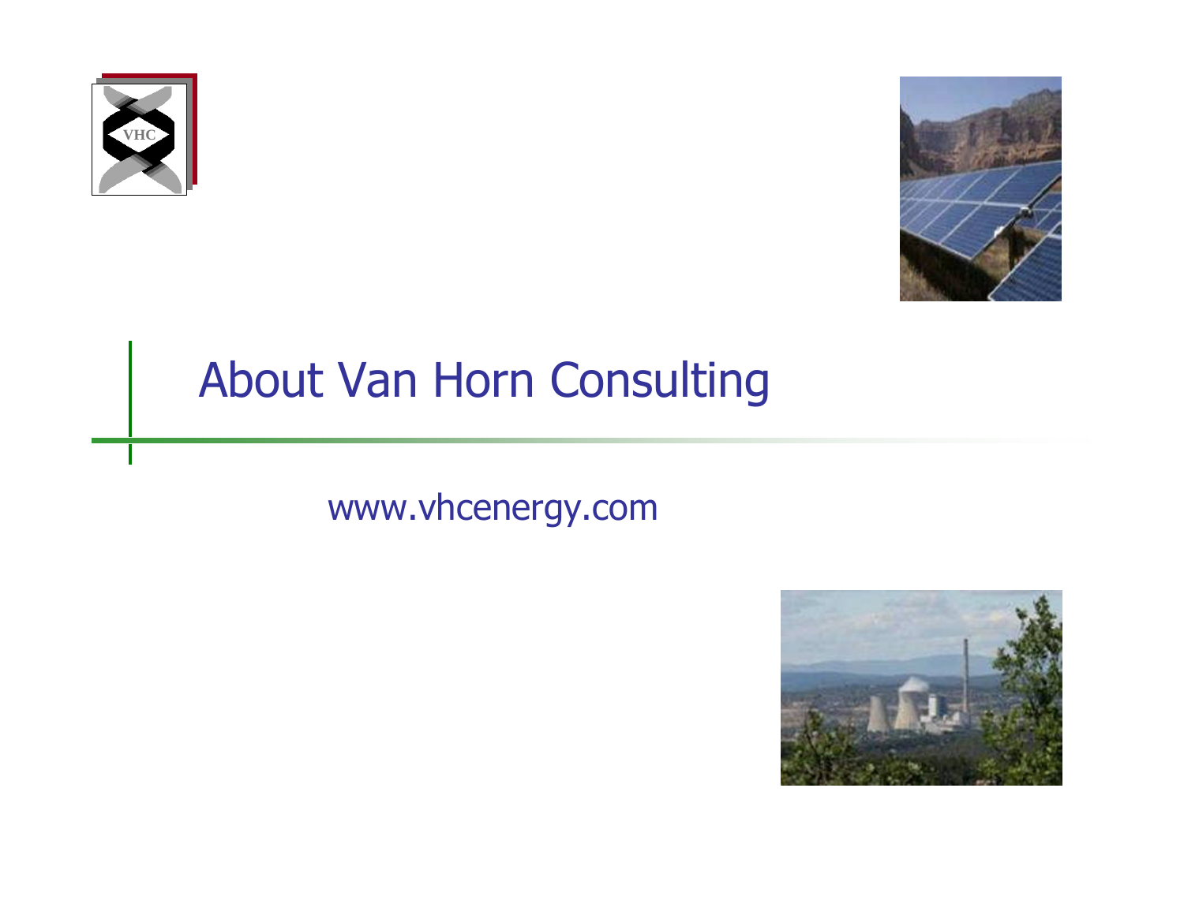# About Van Horn Consulting

www.vhcenergy.com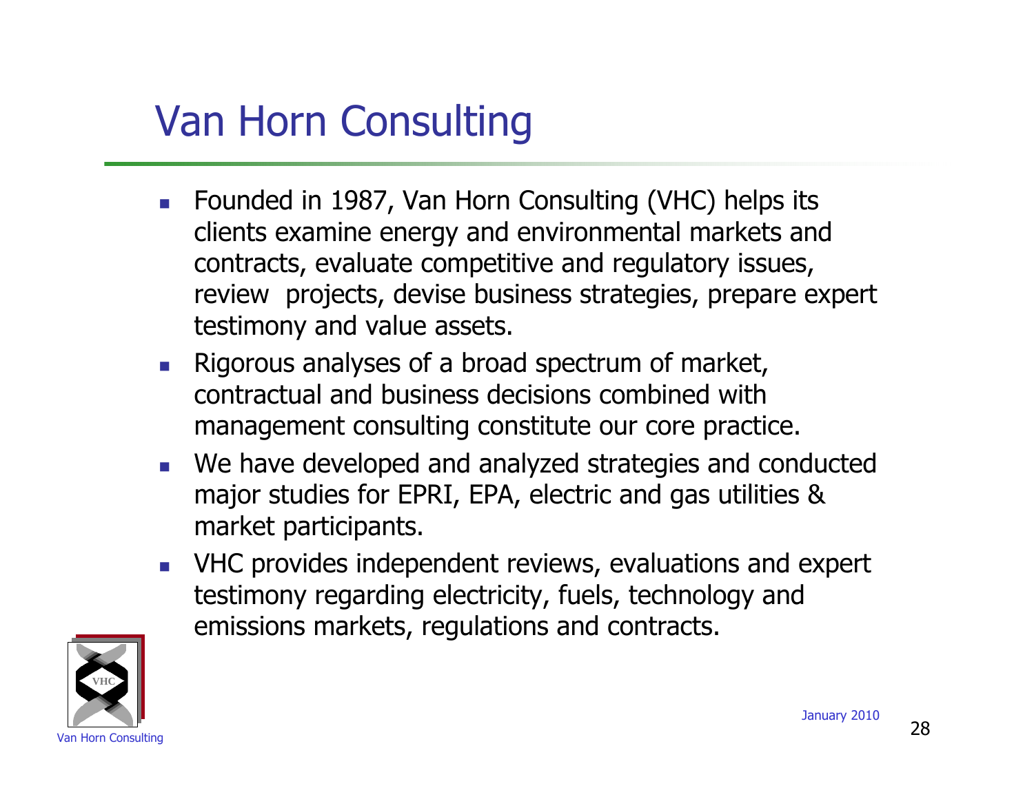# Van Horn Consulting

- Founded in 1987, Van Horn Consulting (VHC) helps its clients examine energy and environmental markets and contracts, evaluate competitive and regulatory issues, review projects, devise business strategies, prepare expert testimony and value assets.
- Rigorous analyses of a broad spectrum of market, contractual and business decisions combined with management consulting constitute our core practice.
- We have developed and analyzed strategies and conducted major studies for EPRI, EPA, electric and gas utilities & market participants.
- VHC provides independent reviews, evaluations and expert testimony regarding electricity, fuels, technology and emissions markets, regulations and contracts.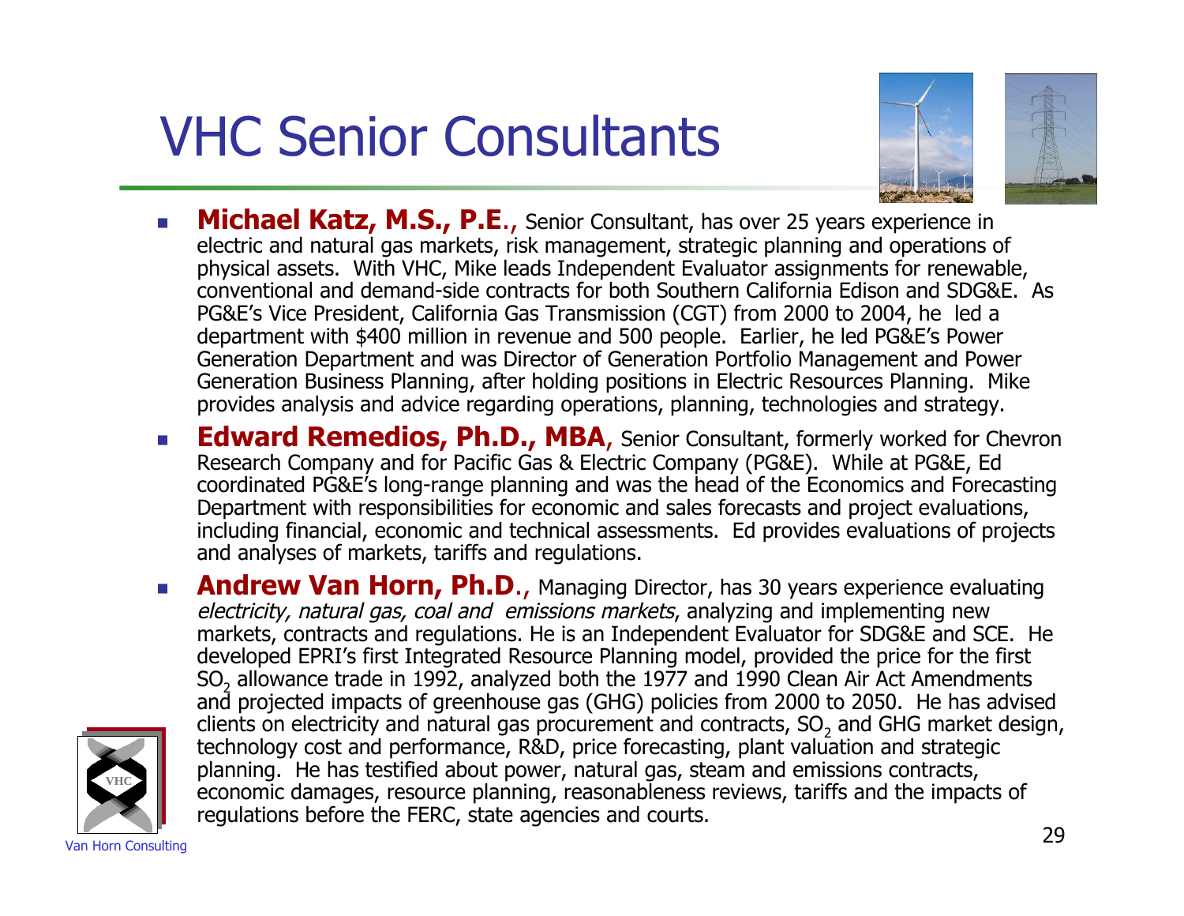# VHC Senior Consultants

- **Michael Katz, M.S., P.E**., Senior Consultant, has over 25 years experience in electric and natural gas markets, risk management, strategic planning and operations of physical assets. With VHC, Mike leads Independent Evaluator assignments for renewable, conventional and demand-side contracts for both Southern California Edison and SDG&E. As PG&E's Vice President, California Gas Transmission (CGT) from 2000 to 2004, he led a department with $400 million in revenue and 500 people. Earlier, he led PG&E's Power Generation Department and was Director of Generation Portfolio Management and Power Generation Business Planning, after holding positions in Electric Resources Planning. Mike provides analysis and advice regarding operations, planning, technologies and strategy.
- **Edward Remedios, Ph.D., MBA**, Senior Consultant, formerly worked for Chevron Research Company and for Pacific Gas & Electric Company (PG&E). While at PG&E, Ed coordinated PG&E's long-range planning and was the head of the Economics and Forecasting Department with responsibilities for economic and sales forecasts and project evaluations, including financial, economic and technical assessments. Ed provides evaluations of projects and analyses of markets, tariffs and regulations.
- **Andrew Van Horn, Ph.D**., Managing Director, has 30 years experience evaluating *electricity, natural gas, coal and emissions markets*, analyzing and implementing new markets, contracts and regulations. He is an Independent Evaluator for SDG&E and SCE. He developed EPRI's first Integrated Resource Planning model, provided the price for the first $SO_2$ allowance trade in 1992, analyzed both the 1977 and 1990 Clean Air Act Amendments and projected impacts of greenhouse gas (GHG) policies from 2000 to 2050. He has advised clients on electricity and natural gas procurement and contracts, $SO_2$ and GHG market design, technology cost and performance, R&D, price forecasting, plant valuation and strategic planning. He has testified about power, natural gas, steam and emissions contracts, economic damages, resource planning, reasonableness reviews, tariffs and the impacts of regulations before the FERC, state agencies and courts.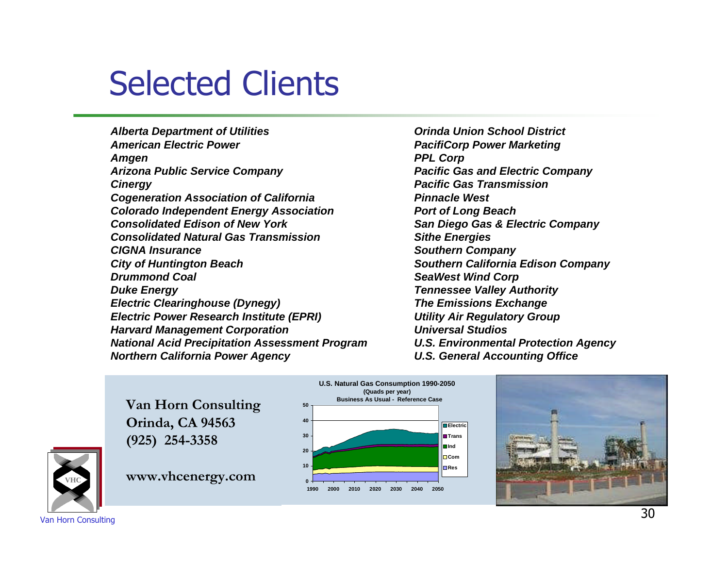# Selected Clients

*Alberta Department of Utilities*
*American Electric Power*
*Amgen*
*Arizona Public Service Company*
*Cinergy*
*Cogeneration Association of California*
*Colorado Independent Energy Association*
*Consolidated Edison of New York*
*Consolidated Natural Gas Transmission*
*CIGNA Insurance*
*City of Huntington Beach*
*Drummond Coal*
*Duke Energy*
*Electric Clearinghouse (Dynegy)*
*Electric Power Research Institute (EPRI)*
*Harvard Management Corporation*
*National Acid Precipitation Assessment Program*
*Northern California Power Agency*
*Orinda Union School District*
*PacifiCorp Power Marketing*
*PPL Corp*
*Pacific Gas and Electric Company*
*Pacific Gas Transmission*
*Pinnacle West*
*Port of Long Beach*
*San Diego Gas & Electric Company*
*Sithe Energies*
*Southern Company*
*Southern California Edison Company*
*SeaWest Wind Corp*
*Tennessee Valley Authority*
*The Emissions Exchange*
*Utility Air Regulatory Group*
*Universal Studios*
*U.S. Environmental Protection Agency*
*U.S. General Accounting Office*

**Van Horn Consulting**
**Orinda, CA 94563**
**(925) 254-3358**

**www.vhcenergy.com**

U.S. Natural Gas Consumption 1990-2050
(Quads per year)
Business As Usual - Reference Case

50
40
30
20
10
0

1990 2000 2010 2020 2030 2040 2050

Electric
Trans
Ind
Com
Res

VHC